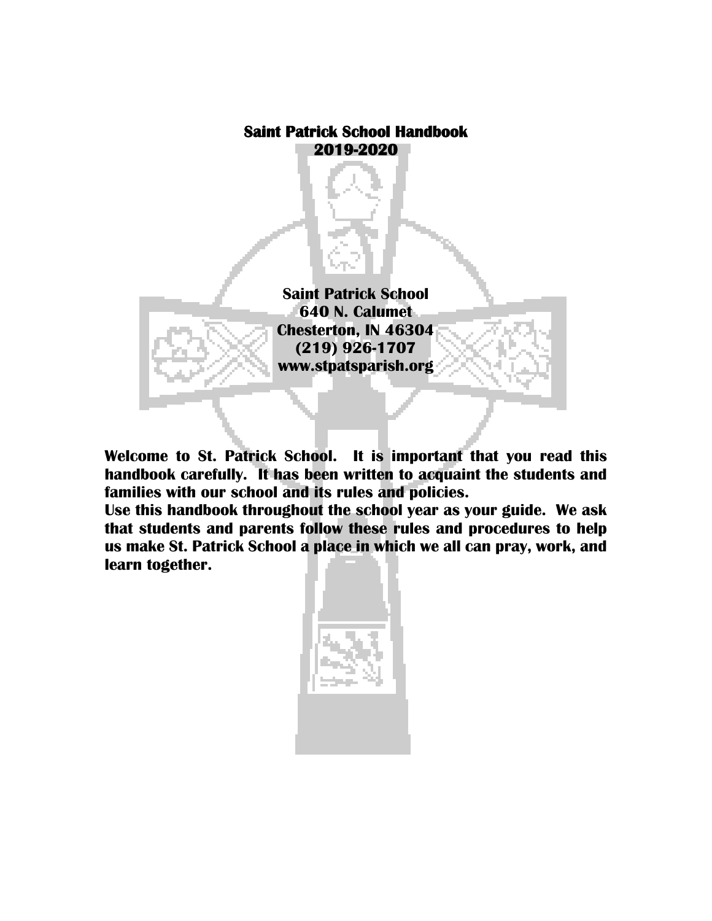# Saint Patrick School Handbook
## 2019-2020

**Saint Patrick School**
**640 N. Calumet**
**Chesterton, IN 46304**
**(219) 926-1707**
**www.stpatsparish.org**

**Welcome to St. Patrick School. It is important that you read this handbook carefully. It has been written to acquaint the students and families with our school and its rules and policies.**

**Use this handbook throughout the school year as your guide. We ask that students and parents follow these rules and procedures to help us make St. Patrick School a place in which we all can pray, work, and learn together.**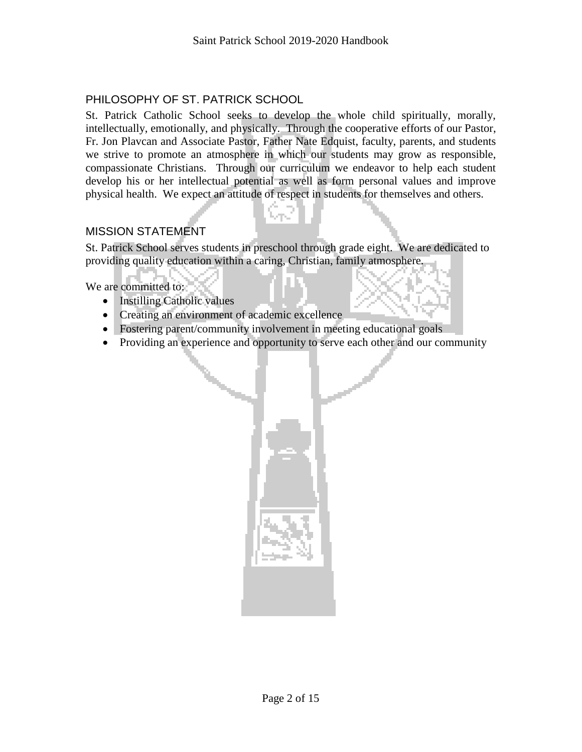## PHILOSOPHY OF ST. PATRICK SCHOOL

St. Patrick Catholic School seeks to develop the whole child spiritually, morally, intellectually, emotionally, and physically. Through the cooperative efforts of our Pastor, Fr. Jon Plavcan and Associate Pastor, Father Nate Edquist, faculty, parents, and students we strive to promote an atmosphere in which our students may grow as responsible, compassionate Christians. Through our curriculum we endeavor to help each student develop his or her intellectual potential as well as form personal values and improve physical health. We expect an attitude of respect in students for themselves and others.

## MISSION STATEMENT

St. Patrick School serves students in preschool through grade eight. We are dedicated to providing quality education within a caring, Christian, family atmosphere.

We are committed to:

- Instilling Catholic values
- Creating an environment of academic excellence
- Fostering parent/community involvement in meeting educational goals
- Providing an experience and opportunity to serve each other and our community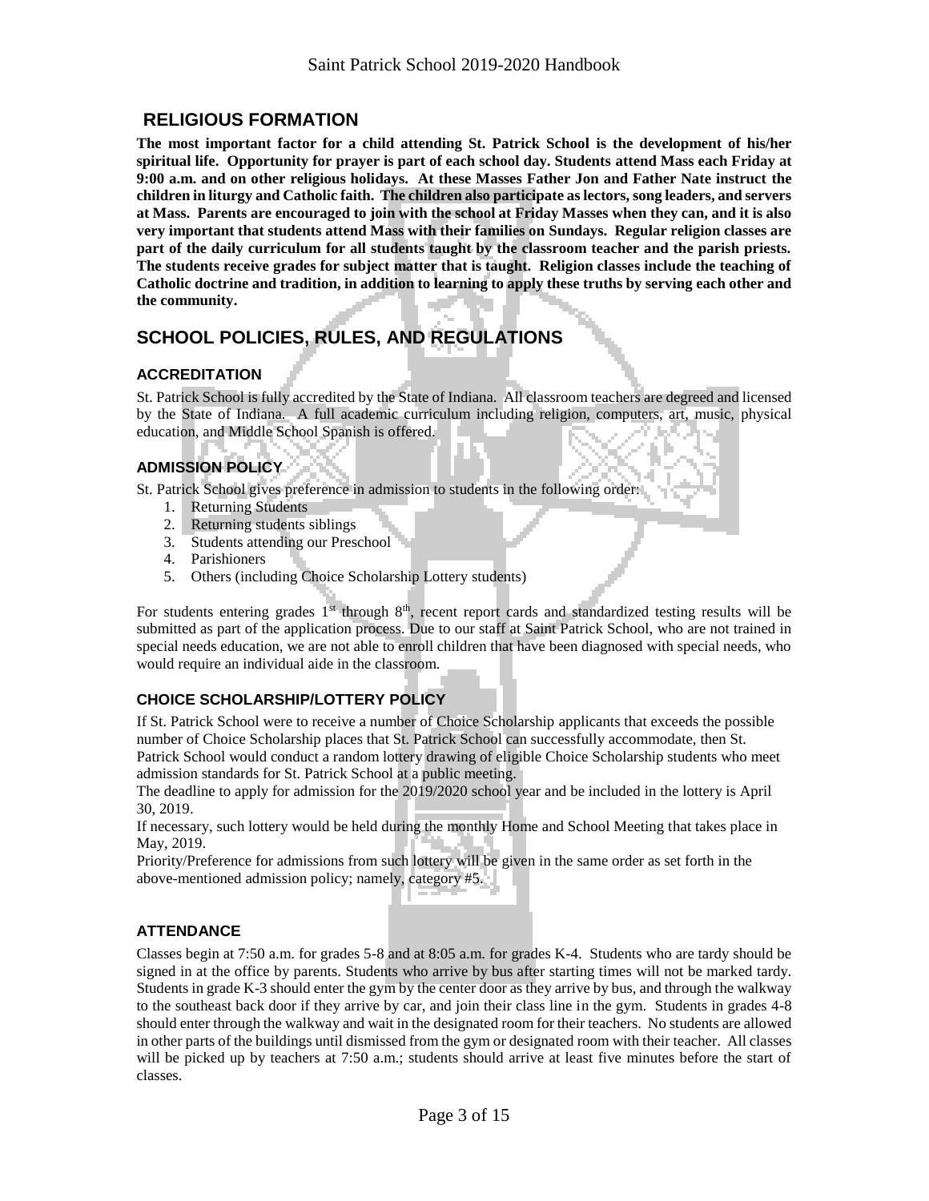## RELIGIOUS FORMATION

**The most important factor for a child attending St. Patrick School is the development of his/her spiritual life. Opportunity for prayer is part of each school day. Students attend Mass each Friday at 9:00 a.m. and on other religious holidays. At these Masses Father Jon and Father Nate instruct the children in liturgy and Catholic faith. The children also participate as lectors, song leaders, and servers at Mass. Parents are encouraged to join with the school at Friday Masses when they can, and it is also very important that students attend Mass with their families on Sundays. Regular religion classes are part of the daily curriculum for all students taught by the classroom teacher and the parish priests. The students receive grades for subject matter that is taught. Religion classes include the teaching of Catholic doctrine and tradition, in addition to learning to apply these truths by serving each other and the community.**

## SCHOOL POLICIES, RULES, AND REGULATIONS

### ACCREDITATION

St. Patrick School is fully accredited by the State of Indiana. All classroom teachers are degreed and licensed by the State of Indiana. A full academic curriculum including religion, computers, art, music, physical education, and Middle School Spanish is offered.

### ADMISSION POLICY

St. Patrick School gives preference in admission to students in the following order:

1. Returning Students
2. Returning students siblings
3. Students attending our Preschool
4. Parishioners
5. Others (including Choice Scholarship Lottery students)

For students entering grades 1st through 8th, recent report cards and standardized testing results will be submitted as part of the application process. Due to our staff at Saint Patrick School, who are not trained in special needs education, we are not able to enroll children that have been diagnosed with special needs, who would require an individual aide in the classroom.

### CHOICE SCHOLARSHIP/LOTTERY POLICY

If St. Patrick School were to receive a number of Choice Scholarship applicants that exceeds the possible number of Choice Scholarship places that St. Patrick School can successfully accommodate, then St. Patrick School would conduct a random lottery drawing of eligible Choice Scholarship students who meet admission standards for St. Patrick School at a public meeting.

The deadline to apply for admission for the 2019/2020 school year and be included in the lottery is April 30, 2019.

If necessary, such lottery would be held during the monthly Home and School Meeting that takes place in May, 2019.

Priority/Preference for admissions from such lottery will be given in the same order as set forth in the above-mentioned admission policy; namely, category #5.

### ATTENDANCE

Classes begin at 7:50 a.m. for grades 5-8 and at 8:05 a.m. for grades K-4. Students who are tardy should be signed in at the office by parents. Students who arrive by bus after starting times will not be marked tardy. Students in grade K-3 should enter the gym by the center door as they arrive by bus, and through the walkway to the southeast back door if they arrive by car, and join their class line in the gym. Students in grades 4-8 should enter through the walkway and wait in the designated room for their teachers. No students are allowed in other parts of the buildings until dismissed from the gym or designated room with their teacher. All classes will be picked up by teachers at 7:50 a.m.; students should arrive at least five minutes before the start of classes.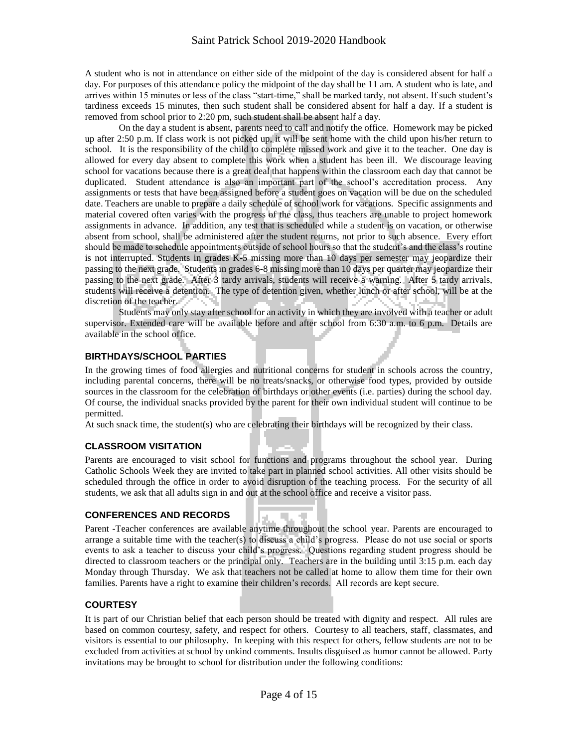A student who is not in attendance on either side of the midpoint of the day is considered absent for half a day. For purposes of this attendance policy the midpoint of the day shall be 11 am. A student who is late, and arrives within 15 minutes or less of the class "start-time," shall be marked tardy, not absent. If such student's tardiness exceeds 15 minutes, then such student shall be considered absent for half a day. If a student is removed from school prior to 2:20 pm, such student shall be absent half a day.

On the day a student is absent, parents need to call and notify the office. Homework may be picked up after 2:50 p.m. If class work is not picked up, it will be sent home with the child upon his/her return to school. It is the responsibility of the child to complete missed work and give it to the teacher. One day is allowed for every day absent to complete this work when a student has been ill. We discourage leaving school for vacations because there is a great deal that happens within the classroom each day that cannot be duplicated. Student attendance is also an important part of the school's accreditation process. Any assignments or tests that have been assigned before a student goes on vacation will be due on the scheduled date. Teachers are unable to prepare a daily schedule of school work for vacations. Specific assignments and material covered often varies with the progress of the class, thus teachers are unable to project homework assignments in advance. In addition, any test that is scheduled while a student is on vacation, or otherwise absent from school, shall be administered after the student returns, not prior to such absence. Every effort should be made to schedule appointments outside of school hours so that the student's and the class's routine is not interrupted. Students in grades K-5 missing more than 10 days per semester may jeopardize their passing to the next grade. Students in grades 6-8 missing more than 10 days per quarter may jeopardize their passing to the next grade. After 3 tardy arrivals, students will receive a warning. After 5 tardy arrivals, students will receive a detention. The type of detention given, whether lunch or after school, will be at the discretion of the teacher.

Students may only stay after school for an activity in which they are involved with a teacher or adult supervisor. Extended care will be available before and after school from 6:30 a.m. to 6 p.m. Details are available in the school office.

## BIRTHDAYS/SCHOOL PARTIES

In the growing times of food allergies and nutritional concerns for student in schools across the country, including parental concerns, there will be no treats/snacks, or otherwise food types, provided by outside sources in the classroom for the celebration of birthdays or other events (i.e. parties) during the school day. Of course, the individual snacks provided by the parent for their own individual student will continue to be permitted.

At such snack time, the student(s) who are celebrating their birthdays will be recognized by their class.

## CLASSROOM VISITATION

Parents are encouraged to visit school for functions and programs throughout the school year. During Catholic Schools Week they are invited to take part in planned school activities. All other visits should be scheduled through the office in order to avoid disruption of the teaching process. For the security of all students, we ask that all adults sign in and out at the school office and receive a visitor pass.

## CONFERENCES AND RECORDS

Parent -Teacher conferences are available anytime throughout the school year. Parents are encouraged to arrange a suitable time with the teacher(s) to discuss a child's progress. Please do not use social or sports events to ask a teacher to discuss your child's progress. Questions regarding student progress should be directed to classroom teachers or the principal only. Teachers are in the building until 3:15 p.m. each day Monday through Thursday. We ask that teachers not be called at home to allow them time for their own families. Parents have a right to examine their children's records. All records are kept secure.

## COURTESY

It is part of our Christian belief that each person should be treated with dignity and respect. All rules are based on common courtesy, safety, and respect for others. Courtesy to all teachers, staff, classmates, and visitors is essential to our philosophy. In keeping with this respect for others, fellow students are not to be excluded from activities at school by unkind comments. Insults disguised as humor cannot be allowed. Party invitations may be brought to school for distribution under the following conditions: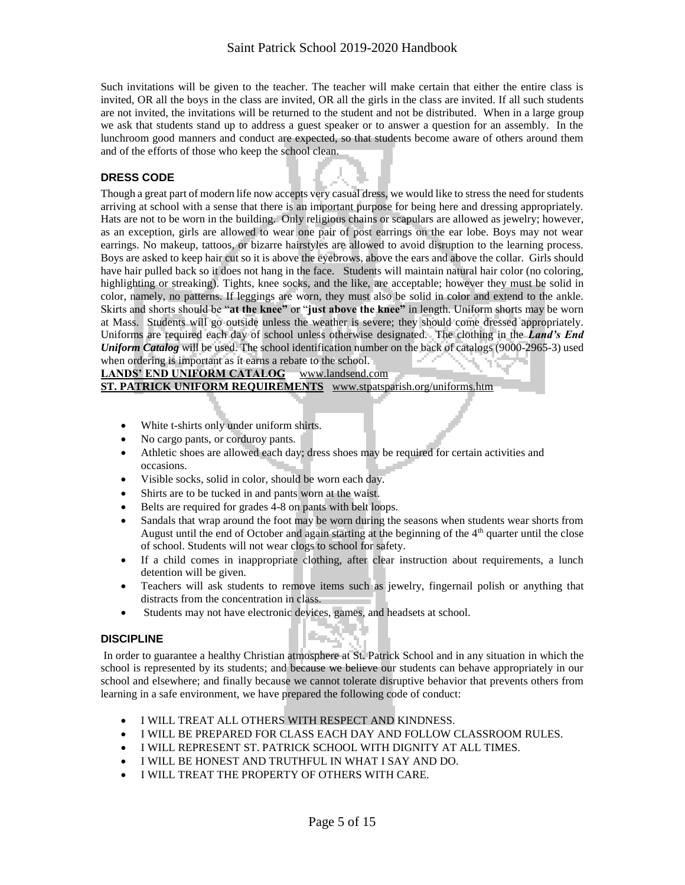Such invitations will be given to the teacher. The teacher will make certain that either the entire class is invited, OR all the boys in the class are invited, OR all the girls in the class are invited. If all such students are not invited, the invitations will be returned to the student and not be distributed. When in a large group we ask that students stand up to address a guest speaker or to answer a question for an assembly. In the lunchroom good manners and conduct are expected, so that students become aware of others around them and of the efforts of those who keep the school clean.

## DRESS CODE

Though a great part of modern life now accepts very casual dress, we would like to stress the need for students arriving at school with a sense that there is an important purpose for being here and dressing appropriately. Hats are not to be worn in the building. Only religious chains or scapulars are allowed as jewelry; however, as an exception, girls are allowed to wear one pair of post earrings on the ear lobe. Boys may not wear earrings. No makeup, tattoos, or bizarre hairstyles are allowed to avoid disruption to the learning process. Boys are asked to keep hair cut so it is above the eyebrows, above the ears and above the collar. Girls should have hair pulled back so it does not hang in the face. Students will maintain natural hair color (no coloring, highlighting or streaking). Tights, knee socks, and the like, are acceptable; however they must be solid in color, namely, no patterns. If leggings are worn, they must also be solid in color and extend to the ankle. Skirts and shorts should be "**at the knee"** or "**just above the knee"** in length. Uniform shorts may be worn at Mass. Students will go outside unless the weather is severe; they should come dressed appropriately. Uniforms are required each day of school unless otherwise designated. The clothing in the ***Land's End Uniform Catalog*** will be used. The school identification number on the back of catalogs (9000-2965-3) used when ordering is important as it earns a rebate to the school.

**LANDS' END UNIFORM CATALOG** www.landsend.com
**ST. PATRICK UNIFORM REQUIREMENTS** www.stpatsparish.org/uniforms.htm

- White t-shirts only under uniform shirts.
- No cargo pants, or corduroy pants.
- Athletic shoes are allowed each day; dress shoes may be required for certain activities and occasions.
- Visible socks, solid in color, should be worn each day.
- Shirts are to be tucked in and pants worn at the waist.
- Belts are required for grades 4-8 on pants with belt loops.
- Sandals that wrap around the foot may be worn during the seasons when students wear shorts from August until the end of October and again starting at the beginning of the 4th quarter until the close of school. Students will not wear clogs to school for safety.
- If a child comes in inappropriate clothing, after clear instruction about requirements, a lunch detention will be given.
- Teachers will ask students to remove items such as jewelry, fingernail polish or anything that distracts from the concentration in class.
- Students may not have electronic devices, games, and headsets at school.

## DISCIPLINE

In order to guarantee a healthy Christian atmosphere at St. Patrick School and in any situation in which the school is represented by its students; and because we believe our students can behave appropriately in our school and elsewhere; and finally because we cannot tolerate disruptive behavior that prevents others from learning in a safe environment, we have prepared the following code of conduct:

- I WILL TREAT ALL OTHERS WITH RESPECT AND KINDNESS.
- I WILL BE PREPARED FOR CLASS EACH DAY AND FOLLOW CLASSROOM RULES.
- I WILL REPRESENT ST. PATRICK SCHOOL WITH DIGNITY AT ALL TIMES.
- I WILL BE HONEST AND TRUTHFUL IN WHAT I SAY AND DO.
- I WILL TREAT THE PROPERTY OF OTHERS WITH CARE.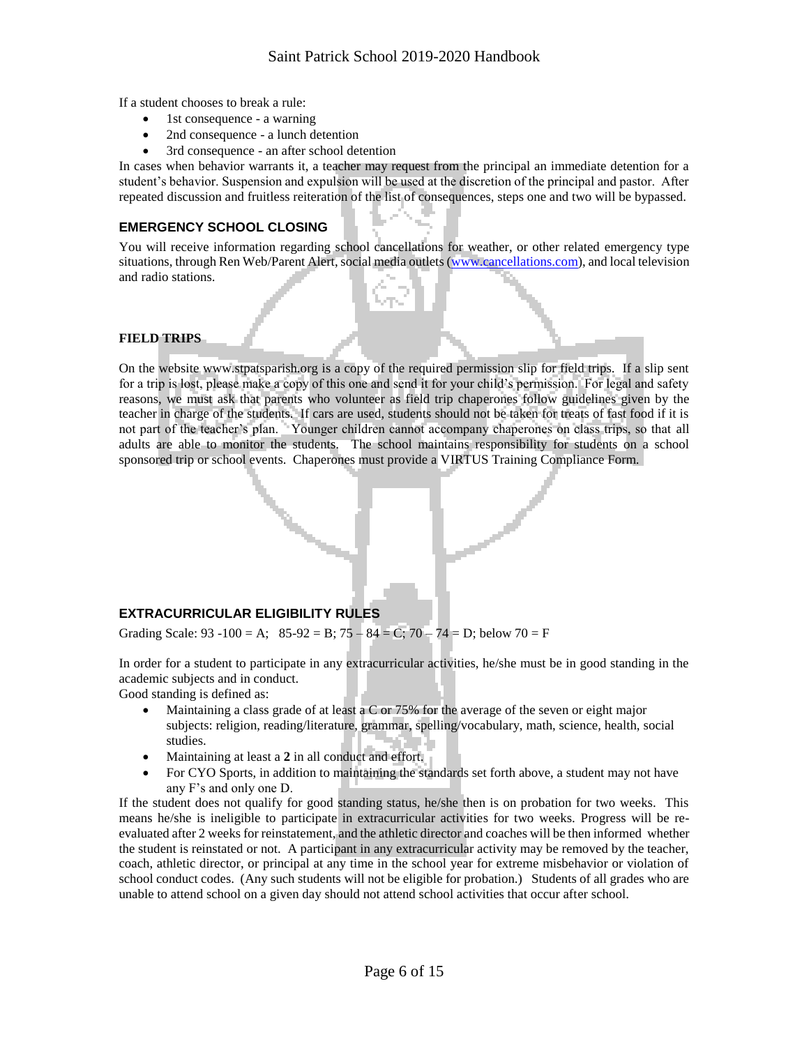If a student chooses to break a rule:

- 1st consequence - a warning
- 2nd consequence - a lunch detention
- 3rd consequence - an after school detention

In cases when behavior warrants it, a teacher may request from the principal an immediate detention for a student's behavior. Suspension and expulsion will be used at the discretion of the principal and pastor. After repeated discussion and fruitless reiteration of the list of consequences, steps one and two will be bypassed.

## EMERGENCY SCHOOL CLOSING

You will receive information regarding school cancellations for weather, or other related emergency type situations, through Ren Web/Parent Alert, social media outlets (www.cancellations.com), and local television and radio stations.

## FIELD TRIPS

On the website www.stpatsparish.org is a copy of the required permission slip for field trips. If a slip sent for a trip is lost, please make a copy of this one and send it for your child's permission. For legal and safety reasons, we must ask that parents who volunteer as field trip chaperones follow guidelines given by the teacher in charge of the students. If cars are used, students should not be taken for treats of fast food if it is not part of the teacher's plan. Younger children cannot accompany chaperones on class trips, so that all adults are able to monitor the students. The school maintains responsibility for students on a school sponsored trip or school events. Chaperones must provide a VIRTUS Training Compliance Form.

## EXTRACURRICULAR ELIGIBILITY RULES

Grading Scale: 93 -100 = A; 85-92 = B; 75 – 84 = C; 70 – 74 = D; below 70 = F

In order for a student to participate in any extracurricular activities, he/she must be in good standing in the academic subjects and in conduct.

Good standing is defined as:

- Maintaining a class grade of at least a C or 75% for the average of the seven or eight major subjects: religion, reading/literature, grammar, spelling/vocabulary, math, science, health, social studies.
- Maintaining at least a **2** in all conduct and effort.
- For CYO Sports, in addition to maintaining the standards set forth above, a student may not have any F's and only one D.

If the student does not qualify for good standing status, he/she then is on probation for two weeks. This means he/she is ineligible to participate in extracurricular activities for two weeks. Progress will be re-evaluated after 2 weeks for reinstatement, and the athletic director and coaches will be then informed whether the student is reinstated or not. A participant in any extracurricular activity may be removed by the teacher, coach, athletic director, or principal at any time in the school year for extreme misbehavior or violation of school conduct codes. (Any such students will not be eligible for probation.) Students of all grades who are unable to attend school on a given day should not attend school activities that occur after school.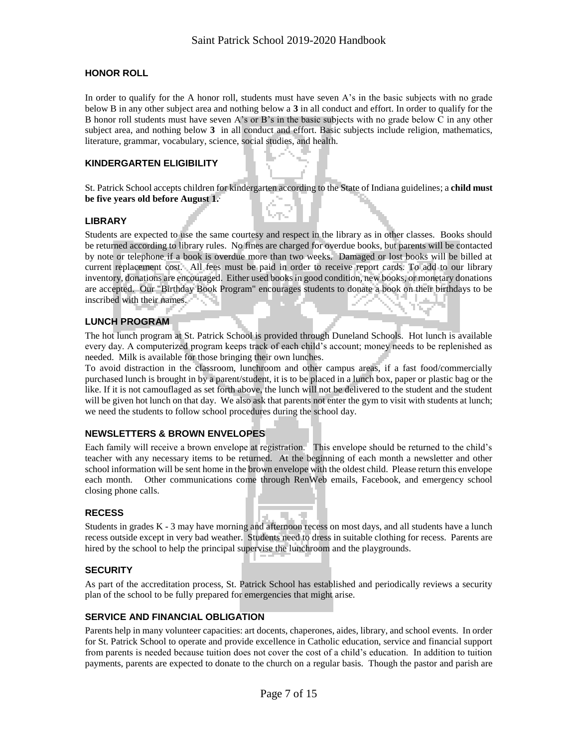## HONOR ROLL

In order to qualify for the A honor roll, students must have seven A's in the basic subjects with no grade below B in any other subject area and nothing below a **3** in all conduct and effort. In order to qualify for the B honor roll students must have seven A's or B's in the basic subjects with no grade below C in any other subject area, and nothing below **3** in all conduct and effort. Basic subjects include religion, mathematics, literature, grammar, vocabulary, science, social studies, and health.

## KINDERGARTEN ELIGIBILITY

St. Patrick School accepts children for kindergarten according to the State of Indiana guidelines; a **child must be five years old before August 1**.

## LIBRARY

Students are expected to use the same courtesy and respect in the library as in other classes. Books should be returned according to library rules. No fines are charged for overdue books, but parents will be contacted by note or telephone if a book is overdue more than two weeks. Damaged or lost books will be billed at current replacement cost. All fees must be paid in order to receive report cards. To add to our library inventory, donations are encouraged. Either used books in good condition, new books, or monetary donations are accepted. Our "Birthday Book Program" encourages students to donate a book on their birthdays to be inscribed with their names.

## LUNCH PROGRAM

The hot lunch program at St. Patrick School is provided through Duneland Schools. Hot lunch is available every day. A computerized program keeps track of each child's account; money needs to be replenished as needed. Milk is available for those bringing their own lunches.

To avoid distraction in the classroom, lunchroom and other campus areas, if a fast food/commercially purchased lunch is brought in by a parent/student, it is to be placed in a lunch box, paper or plastic bag or the like. If it is not camouflaged as set forth above, the lunch will not be delivered to the student and the student will be given hot lunch on that day. We also ask that parents not enter the gym to visit with students at lunch; we need the students to follow school procedures during the school day.

## NEWSLETTERS & BROWN ENVELOPES

Each family will receive a brown envelope at registration. This envelope should be returned to the child's teacher with any necessary items to be returned. At the beginning of each month a newsletter and other school information will be sent home in the brown envelope with the oldest child. Please return this envelope each month. Other communications come through RenWeb emails, Facebook, and emergency school closing phone calls.

## RECESS

Students in grades K - 3 may have morning and afternoon recess on most days, and all students have a lunch recess outside except in very bad weather. Students need to dress in suitable clothing for recess. Parents are hired by the school to help the principal supervise the lunchroom and the playgrounds.

## SECURITY

As part of the accreditation process, St. Patrick School has established and periodically reviews a security plan of the school to be fully prepared for emergencies that might arise.

## SERVICE AND FINANCIAL OBLIGATION

Parents help in many volunteer capacities: art docents, chaperones, aides, library, and school events. In order for St. Patrick School to operate and provide excellence in Catholic education, service and financial support from parents is needed because tuition does not cover the cost of a child's education. In addition to tuition payments, parents are expected to donate to the church on a regular basis. Though the pastor and parish are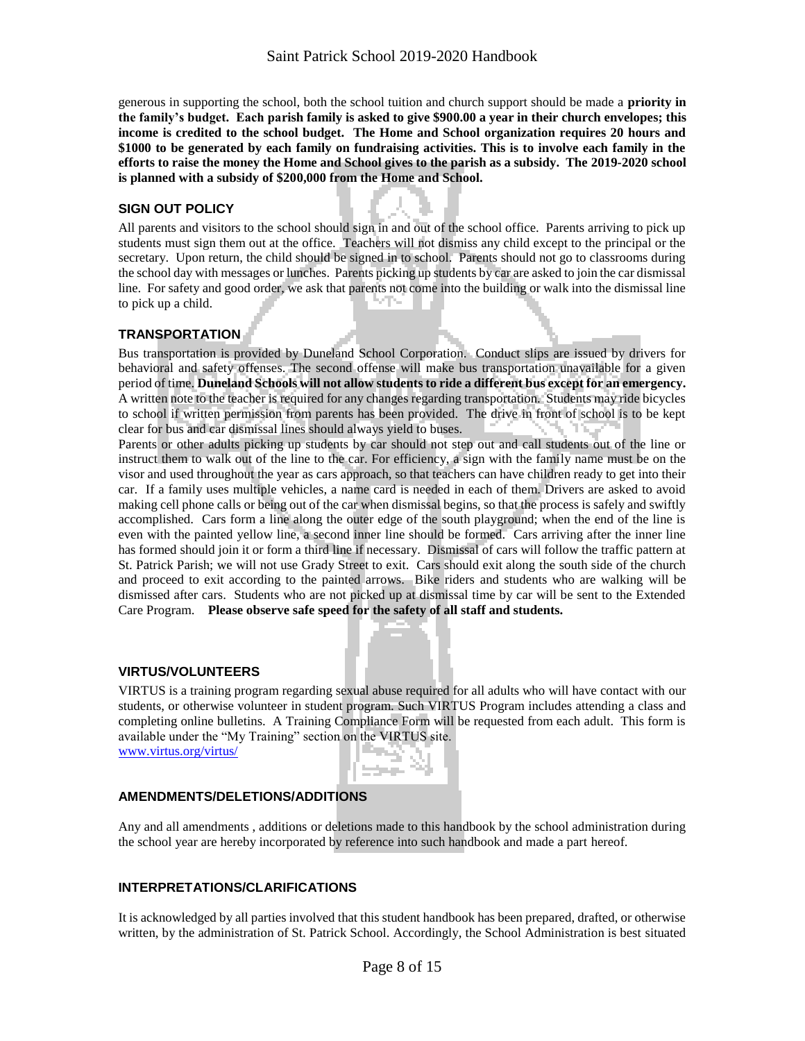generous in supporting the school, both the school tuition and church support should be made a **priority in the family's budget. Each parish family is asked to give $900.00 a year in their church envelopes; this income is credited to the school budget. The Home and School organization requires 20 hours and $1000 to be generated by each family on fundraising activities. This is to involve each family in the efforts to raise the money the Home and School gives to the parish as a subsidy. The 2019-2020 school is planned with a subsidy of $200,000 from the Home and School.**

## SIGN OUT POLICY

All parents and visitors to the school should sign in and out of the school office. Parents arriving to pick up students must sign them out at the office. Teachers will not dismiss any child except to the principal or the secretary. Upon return, the child should be signed in to school. Parents should not go to classrooms during the school day with messages or lunches. Parents picking up students by car are asked to join the car dismissal line. For safety and good order, we ask that parents not come into the building or walk into the dismissal line to pick up a child.

## TRANSPORTATION

Bus transportation is provided by Duneland School Corporation. Conduct slips are issued by drivers for behavioral and safety offenses. The second offense will make bus transportation unavailable for a given period of time. **Duneland Schools will not allow students to ride a different bus except for an emergency.** A written note to the teacher is required for any changes regarding transportation. Students may ride bicycles to school if written permission from parents has been provided. The drive in front of school is to be kept clear for bus and car dismissal lines should always yield to buses.

Parents or other adults picking up students by car should not step out and call students out of the line or instruct them to walk out of the line to the car. For efficiency, a sign with the family name must be on the visor and used throughout the year as cars approach, so that teachers can have children ready to get into their car. If a family uses multiple vehicles, a name card is needed in each of them. Drivers are asked to avoid making cell phone calls or being out of the car when dismissal begins, so that the process is safely and swiftly accomplished. Cars form a line along the outer edge of the south playground; when the end of the line is even with the painted yellow line, a second inner line should be formed. Cars arriving after the inner line has formed should join it or form a third line if necessary. Dismissal of cars will follow the traffic pattern at St. Patrick Parish; we will not use Grady Street to exit. Cars should exit along the south side of the church and proceed to exit according to the painted arrows. Bike riders and students who are walking will be dismissed after cars. Students who are not picked up at dismissal time by car will be sent to the Extended Care Program. **Please observe safe speed for the safety of all staff and students.**

## VIRTUS/VOLUNTEERS

VIRTUS is a training program regarding sexual abuse required for all adults who will have contact with our students, or otherwise volunteer in student program. Such VIRTUS Program includes attending a class and completing online bulletins. A Training Compliance Form will be requested from each adult. This form is available under the "My Training" section on the VIRTUS site.
www.virtus.org/virtus/

## AMENDMENTS/DELETIONS/ADDITIONS

Any and all amendments , additions or deletions made to this handbook by the school administration during the school year are hereby incorporated by reference into such handbook and made a part hereof.

## INTERPRETATIONS/CLARIFICATIONS

It is acknowledged by all parties involved that this student handbook has been prepared, drafted, or otherwise written, by the administration of St. Patrick School. Accordingly, the School Administration is best situated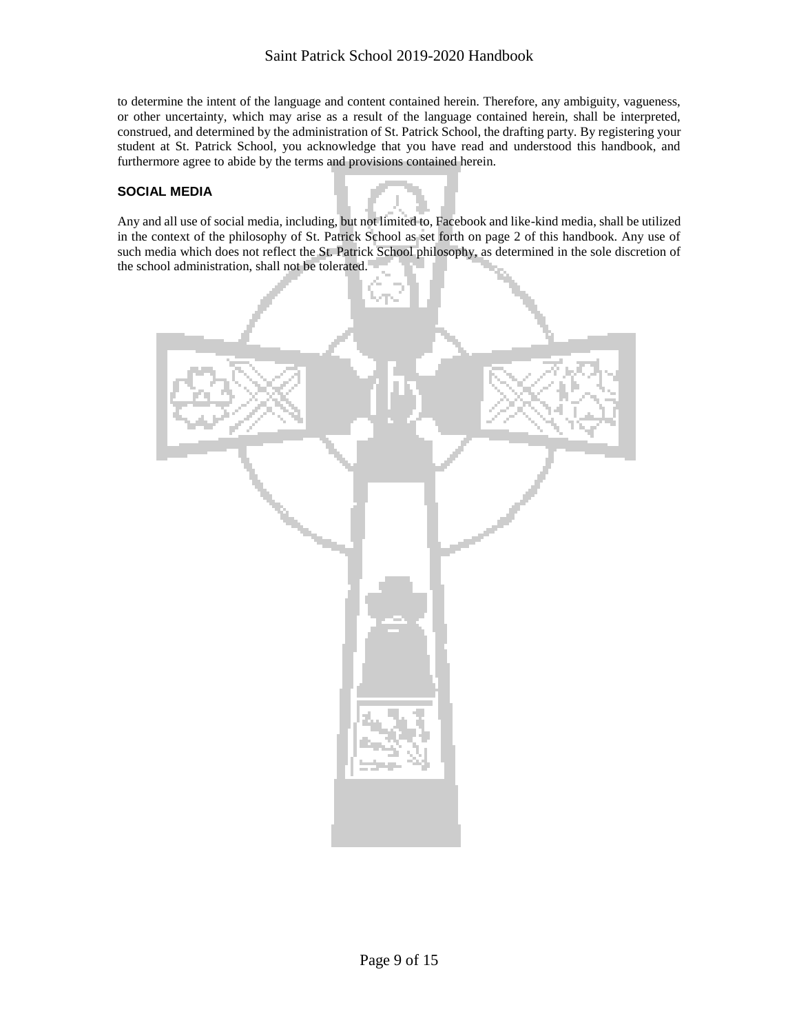to determine the intent of the language and content contained herein. Therefore, any ambiguity, vagueness, or other uncertainty, which may arise as a result of the language contained herein, shall be interpreted, construed, and determined by the administration of St. Patrick School, the drafting party. By registering your student at St. Patrick School, you acknowledge that you have read and understood this handbook, and furthermore agree to abide by the terms and provisions contained herein.

## SOCIAL MEDIA

Any and all use of social media, including, but not limited to, Facebook and like-kind media, shall be utilized in the context of the philosophy of St. Patrick School as set forth on page 2 of this handbook. Any use of such media which does not reflect the St. Patrick School philosophy, as determined in the sole discretion of the school administration, shall not be tolerated.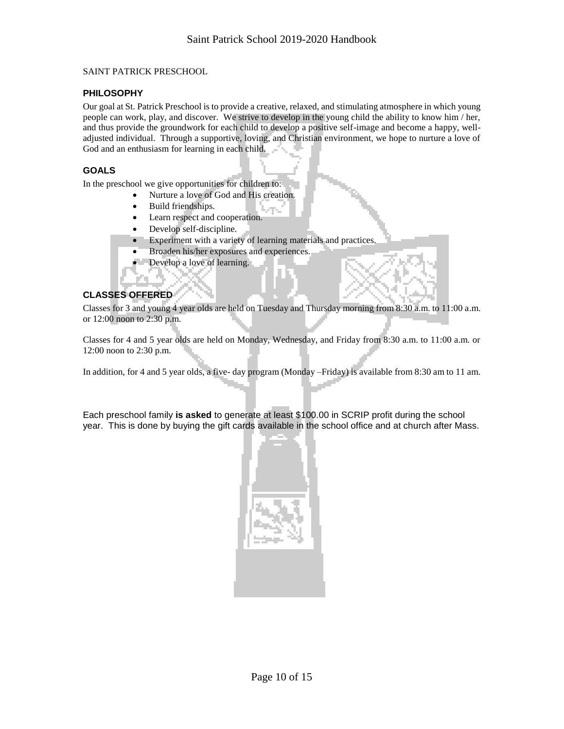SAINT PATRICK PRESCHOOL

## PHILOSOPHY

Our goal at St. Patrick Preschool is to provide a creative, relaxed, and stimulating atmosphere in which young people can work, play, and discover. We strive to develop in the young child the ability to know him / her, and thus provide the groundwork for each child to develop a positive self-image and become a happy, well-adjusted individual. Through a supportive, loving, and Christian environment, we hope to nurture a love of God and an enthusiasm for learning in each child.

## GOALS

In the preschool we give opportunities for children to:

- Nurture a love of God and His creation.
- Build friendships.
- Learn respect and cooperation.
- Develop self-discipline.
- Experiment with a variety of learning materials and practices.
- Broaden his/her exposures and experiences.
- Develop a love of learning.

## CLASSES OFFERED

Classes for 3 and young 4 year olds are held on Tuesday and Thursday morning from 8:30 a.m. to 11:00 a.m. or 12:00 noon to 2:30 p.m.

Classes for 4 and 5 year olds are held on Monday, Wednesday, and Friday from 8:30 a.m. to 11:00 a.m. or 12:00 noon to 2:30 p.m.

In addition, for 4 and 5 year olds, a five- day program (Monday –Friday) is available from 8:30 am to 11 am.

Each preschool family **is asked** to generate at least $100.00 in SCRIP profit during the school year. This is done by buying the gift cards available in the school office and at church after Mass.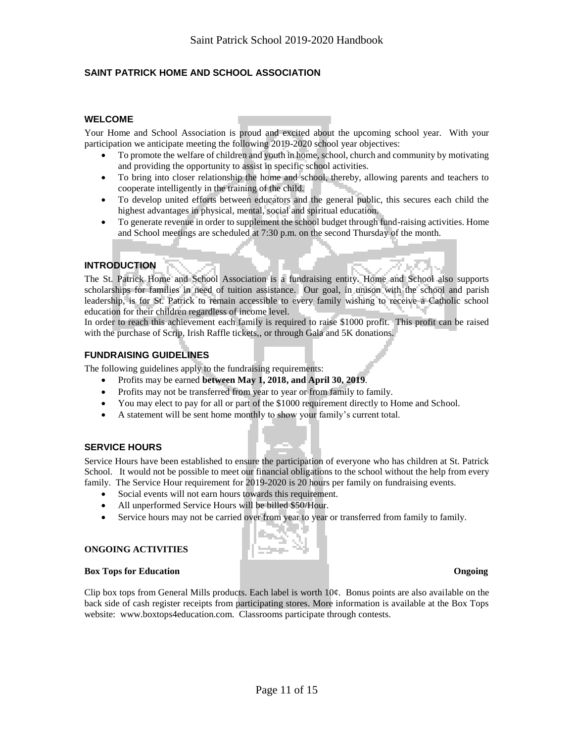## SAINT PATRICK HOME AND SCHOOL ASSOCIATION

### WELCOME

Your Home and School Association is proud and excited about the upcoming school year. With your participation we anticipate meeting the following 2019-2020 school year objectives:

- To promote the welfare of children and youth in home, school, church and community by motivating and providing the opportunity to assist in specific school activities.
- To bring into closer relationship the home and school, thereby, allowing parents and teachers to cooperate intelligently in the training of the child.
- To develop united efforts between educators and the general public, this secures each child the highest advantages in physical, mental, social and spiritual education.
- To generate revenue in order to supplement the school budget through fund-raising activities. Home and School meetings are scheduled at 7:30 p.m. on the second Thursday of the month.

### INTRODUCTION

The St. Patrick Home and School Association is a fundraising entity. Home and School also supports scholarships for families in need of tuition assistance. Our goal, in unison with the school and parish leadership, is for St. Patrick to remain accessible to every family wishing to receive a Catholic school education for their children regardless of income level.

In order to reach this achievement each family is required to raise $1000 profit. This profit can be raised with the purchase of Scrip, Irish Raffle tickets,, or through Gala and 5K donations.

### FUNDRAISING GUIDELINES

The following guidelines apply to the fundraising requirements:

- Profits may be earned **between May 1, 2018, and April 30, 2019**.
- Profits may not be transferred from year to year or from family to family.
- You may elect to pay for all or part of the $1000 requirement directly to Home and School.
- A statement will be sent home monthly to show your family's current total.

### SERVICE HOURS

Service Hours have been established to ensure the participation of everyone who has children at St. Patrick School. It would not be possible to meet our financial obligations to the school without the help from every family. The Service Hour requirement for 2019-2020 is 20 hours per family on fundraising events.

- Social events will not earn hours towards this requirement.
- All unperformed Service Hours will be billed $50/Hour.
- Service hours may not be carried over from year to year or transferred from family to family.

### ONGOING ACTIVITIES

**Box Tops for Education** **Ongoing**

Clip box tops from General Mills products. Each label is worth 10¢. Bonus points are also available on the back side of cash register receipts from participating stores. More information is available at the Box Tops website: www.boxtops4education.com. Classrooms participate through contests.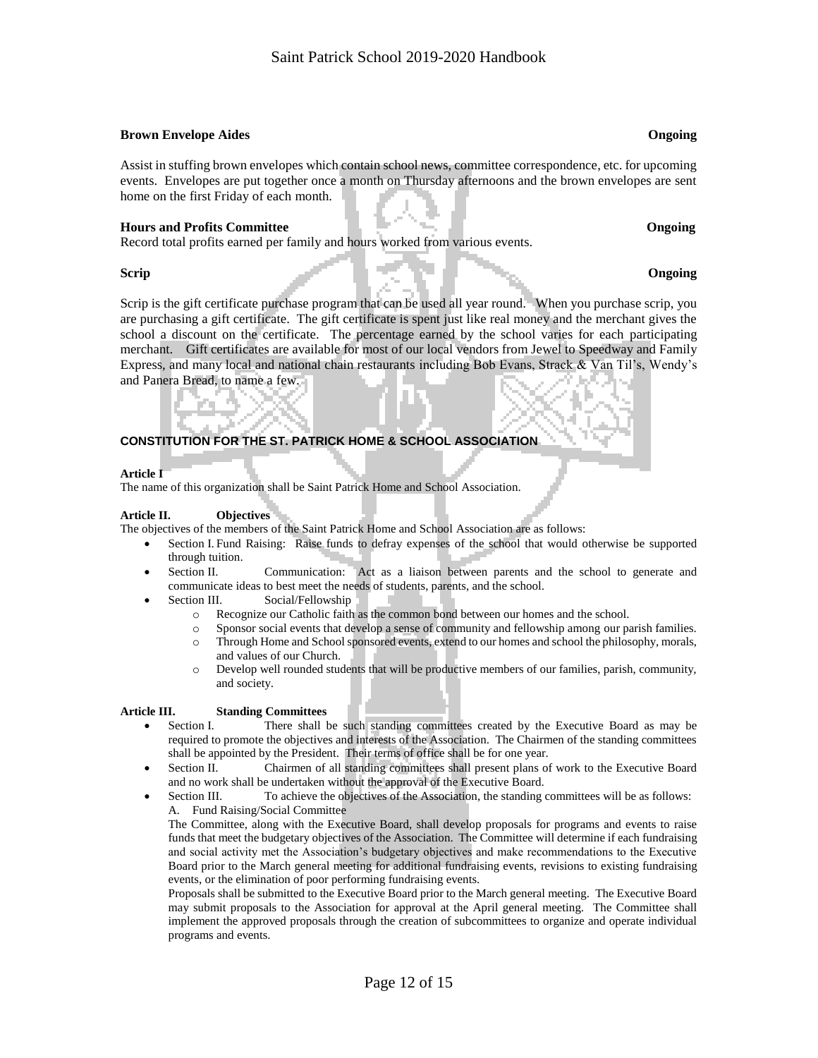**Brown Envelope Aides** **Ongoing**

Assist in stuffing brown envelopes which contain school news, committee correspondence, etc. for upcoming events. Envelopes are put together once a month on Thursday afternoons and the brown envelopes are sent home on the first Friday of each month.

**Hours and Profits Committee** **Ongoing**

Record total profits earned per family and hours worked from various events.

**Scrip** **Ongoing**

Scrip is the gift certificate purchase program that can be used all year round. When you purchase scrip, you are purchasing a gift certificate. The gift certificate is spent just like real money and the merchant gives the school a discount on the certificate. The percentage earned by the school varies for each participating merchant. Gift certificates are available for most of our local vendors from Jewel to Speedway and Family Express, and many local and national chain restaurants including Bob Evans, Strack & Van Til's, Wendy's and Panera Bread, to name a few.

## CONSTITUTION FOR THE ST. PATRICK HOME & SCHOOL ASSOCIATION

**Article I**

The name of this organization shall be Saint Patrick Home and School Association.

**Article II. Objectives**

The objectives of the members of the Saint Patrick Home and School Association are as follows:

- Section I. Fund Raising: Raise funds to defray expenses of the school that would otherwise be supported through tuition.
- Section II. Communication: Act as a liaison between parents and the school to generate and communicate ideas to best meet the needs of students, parents, and the school.
- Section III. Social/Fellowship
  - Recognize our Catholic faith as the common bond between our homes and the school.
  - Sponsor social events that develop a sense of community and fellowship among our parish families.
  - Through Home and School sponsored events, extend to our homes and school the philosophy, morals, and values of our Church.
  - Develop well rounded students that will be productive members of our families, parish, community, and society.

**Article III. Standing Committees**

- Section I. There shall be such standing committees created by the Executive Board as may be required to promote the objectives and interests of the Association. The Chairmen of the standing committees shall be appointed by the President. Their terms of office shall be for one year.
- Section II. Chairmen of all standing committees shall present plans of work to the Executive Board and no work shall be undertaken without the approval of the Executive Board.
- Section III. To achieve the objectives of the Association, the standing committees will be as follows:

  A. Fund Raising/Social Committee

  The Committee, along with the Executive Board, shall develop proposals for programs and events to raise funds that meet the budgetary objectives of the Association. The Committee will determine if each fundraising and social activity met the Association's budgetary objectives and make recommendations to the Executive Board prior to the March general meeting for additional fundraising events, revisions to existing fundraising events, or the elimination of poor performing fundraising events.

  Proposals shall be submitted to the Executive Board prior to the March general meeting. The Executive Board may submit proposals to the Association for approval at the April general meeting. The Committee shall implement the approved proposals through the creation of subcommittees to organize and operate individual programs and events.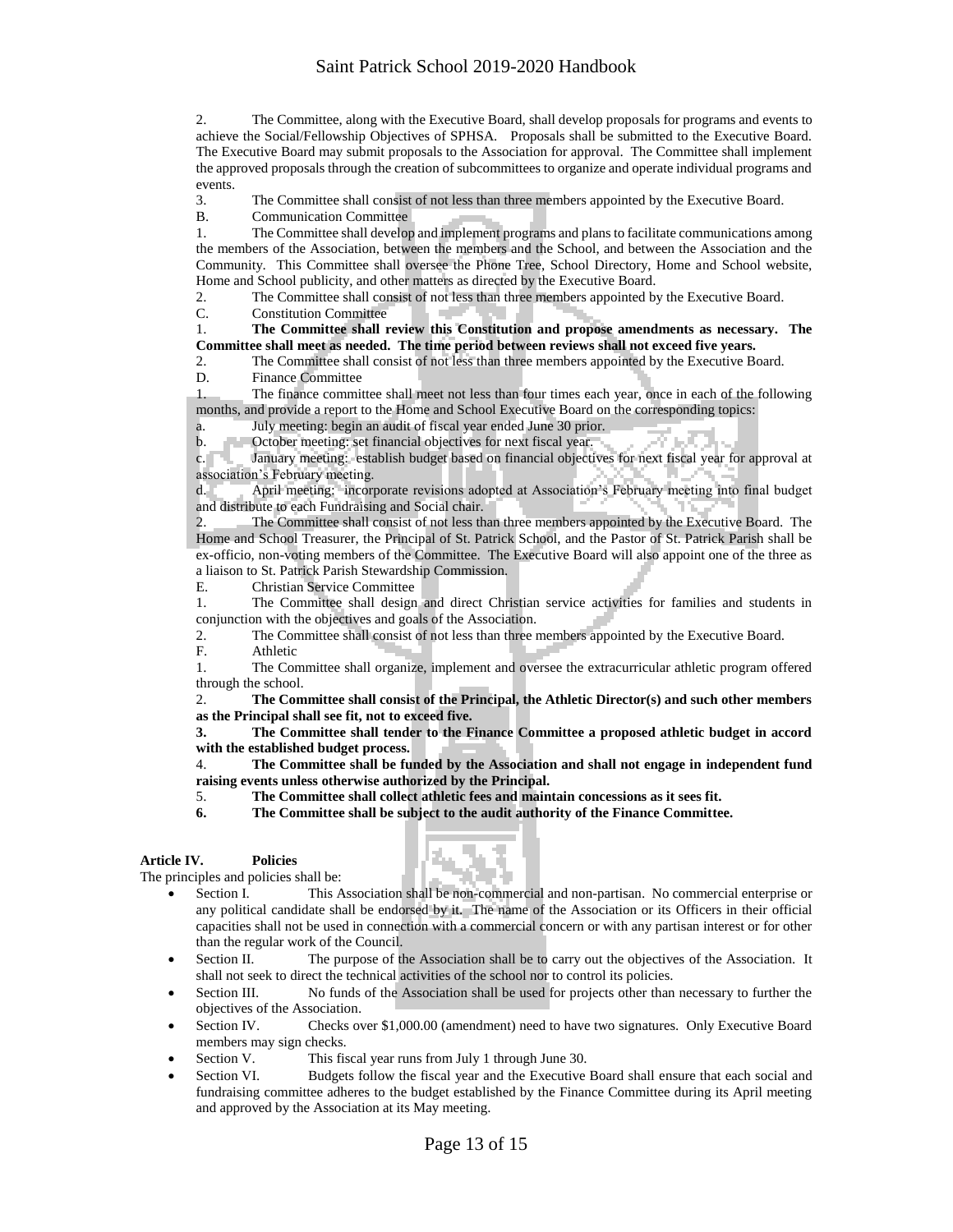2. The Committee, along with the Executive Board, shall develop proposals for programs and events to achieve the Social/Fellowship Objectives of SPHSA. Proposals shall be submitted to the Executive Board. The Executive Board may submit proposals to the Association for approval. The Committee shall implement the approved proposals through the creation of subcommittees to organize and operate individual programs and events.

3. The Committee shall consist of not less than three members appointed by the Executive Board.

B. Communication Committee

1. The Committee shall develop and implement programs and plans to facilitate communications among the members of the Association, between the members and the School, and between the Association and the Community. This Committee shall oversee the Phone Tree, School Directory, Home and School website, Home and School publicity, and other matters as directed by the Executive Board.

2. The Committee shall consist of not less than three members appointed by the Executive Board.

C. Constitution Committee

1. **The Committee shall review this Constitution and propose amendments as necessary. The Committee shall meet as needed. The time period between reviews shall not exceed five years.**

2. The Committee shall consist of not less than three members appointed by the Executive Board.

D. Finance Committee

1. The finance committee shall meet not less than four times each year, once in each of the following months, and provide a report to the Home and School Executive Board on the corresponding topics:

a. July meeting: begin an audit of fiscal year ended June 30 prior.

b. October meeting: set financial objectives for next fiscal year.

c. January meeting: establish budget based on financial objectives for next fiscal year for approval at association's February meeting.

d. April meeting: incorporate revisions adopted at Association's February meeting into final budget and distribute to each Fundraising and Social chair.

2. The Committee shall consist of not less than three members appointed by the Executive Board. The Home and School Treasurer, the Principal of St. Patrick School, and the Pastor of St. Patrick Parish shall be ex-officio, non-voting members of the Committee. The Executive Board will also appoint one of the three as a liaison to St. Patrick Parish Stewardship Commission.

E. Christian Service Committee

1. The Committee shall design and direct Christian service activities for families and students in conjunction with the objectives and goals of the Association.

2. The Committee shall consist of not less than three members appointed by the Executive Board.

F. Athletic

1. The Committee shall organize, implement and oversee the extracurricular athletic program offered through the school.

2. **The Committee shall consist of the Principal, the Athletic Director(s) and such other members as the Principal shall see fit, not to exceed five.**

**3. The Committee shall tender to the Finance Committee a proposed athletic budget in accord with the established budget process.**

4. **The Committee shall be funded by the Association and shall not engage in independent fund raising events unless otherwise authorized by the Principal.**

5. **The Committee shall collect athletic fees and maintain concessions as it sees fit.**

**6. The Committee shall be subject to the audit authority of the Finance Committee.**

## Article IV. Policies

The principles and policies shall be:

- Section I. This Association shall be non-commercial and non-partisan. No commercial enterprise or any political candidate shall be endorsed by it. The name of the Association or its Officers in their official capacities shall not be used in connection with a commercial concern or with any partisan interest or for other than the regular work of the Council.
- Section II. The purpose of the Association shall be to carry out the objectives of the Association. It shall not seek to direct the technical activities of the school nor to control its policies.
- Section III. No funds of the Association shall be used for projects other than necessary to further the objectives of the Association.
- Section IV. Checks over $1,000.00 (amendment) need to have two signatures. Only Executive Board members may sign checks.
- Section V. This fiscal year runs from July 1 through June 30.
- Section VI. Budgets follow the fiscal year and the Executive Board shall ensure that each social and fundraising committee adheres to the budget established by the Finance Committee during its April meeting and approved by the Association at its May meeting.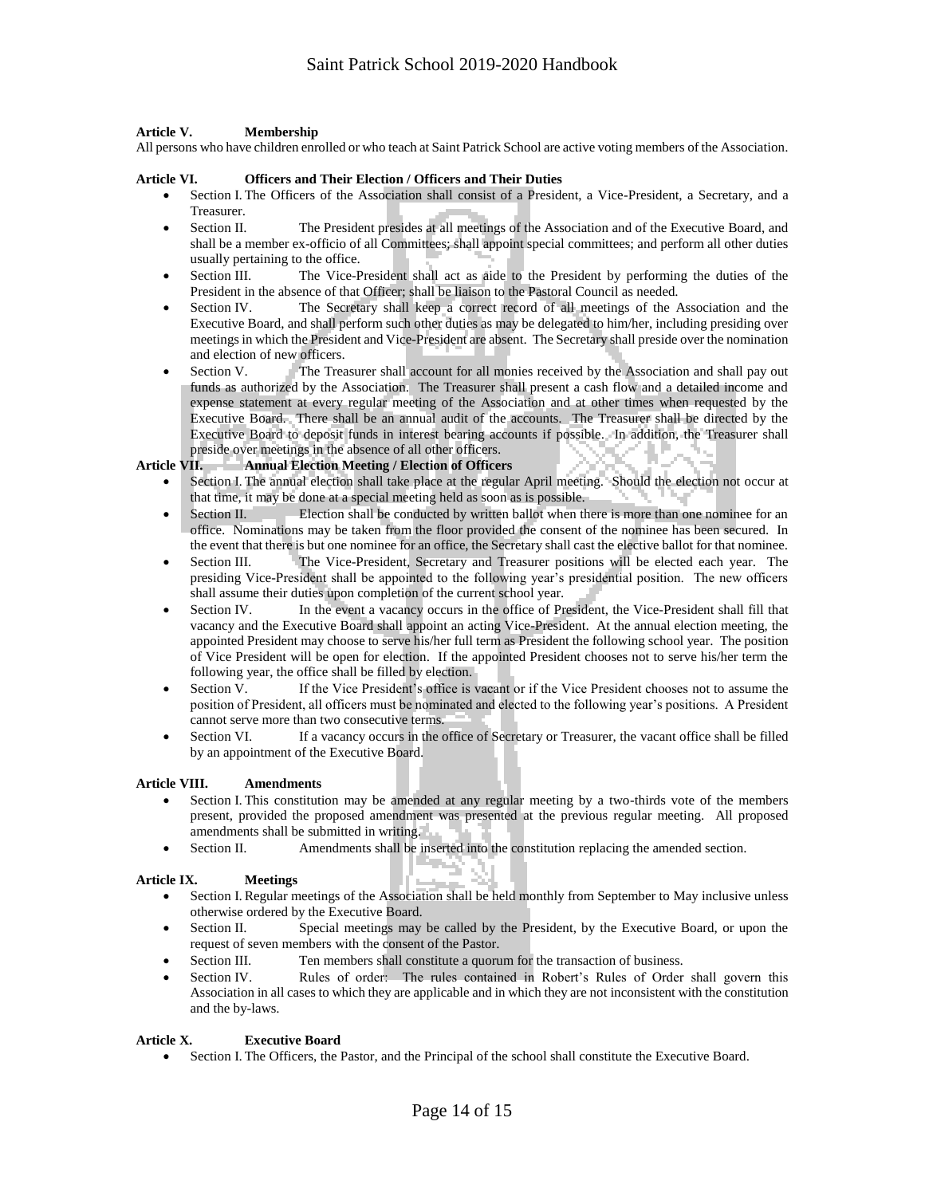**Article V. Membership**

All persons who have children enrolled or who teach at Saint Patrick School are active voting members of the Association.

**Article VI. Officers and Their Election / Officers and Their Duties**

- Section I. The Officers of the Association shall consist of a President, a Vice-President, a Secretary, and a Treasurer.
- Section II. The President presides at all meetings of the Association and of the Executive Board, and shall be a member ex-officio of all Committees; shall appoint special committees; and perform all other duties usually pertaining to the office.
- Section III. The Vice-President shall act as aide to the President by performing the duties of the President in the absence of that Officer; shall be liaison to the Pastoral Council as needed.
- Section IV. The Secretary shall keep a correct record of all meetings of the Association and the Executive Board, and shall perform such other duties as may be delegated to him/her, including presiding over meetings in which the President and Vice-President are absent. The Secretary shall preside over the nomination and election of new officers.
- Section V. The Treasurer shall account for all monies received by the Association and shall pay out funds as authorized by the Association. The Treasurer shall present a cash flow and a detailed income and expense statement at every regular meeting of the Association and at other times when requested by the Executive Board. There shall be an annual audit of the accounts. The Treasurer shall be directed by the Executive Board to deposit funds in interest bearing accounts if possible. In addition, the Treasurer shall preside over meetings in the absence of all other officers.

**Article VII. Annual Election Meeting / Election of Officers**

- Section I. The annual election shall take place at the regular April meeting. Should the election not occur at that time, it may be done at a special meeting held as soon as is possible.
- Section II. Election shall be conducted by written ballot when there is more than one nominee for an office. Nominations may be taken from the floor provided the consent of the nominee has been secured. In the event that there is but one nominee for an office, the Secretary shall cast the elective ballot for that nominee.
- Section III. The Vice-President, Secretary and Treasurer positions will be elected each year. The presiding Vice-President shall be appointed to the following year's presidential position. The new officers shall assume their duties upon completion of the current school year.
- Section IV. In the event a vacancy occurs in the office of President, the Vice-President shall fill that vacancy and the Executive Board shall appoint an acting Vice-President. At the annual election meeting, the appointed President may choose to serve his/her full term as President the following school year. The position of Vice President will be open for election. If the appointed President chooses not to serve his/her term the following year, the office shall be filled by election.
- Section V. If the Vice President's office is vacant or if the Vice President chooses not to assume the position of President, all officers must be nominated and elected to the following year's positions. A President cannot serve more than two consecutive terms.
- Section VI. If a vacancy occurs in the office of Secretary or Treasurer, the vacant office shall be filled by an appointment of the Executive Board.

**Article VIII. Amendments**

- Section I. This constitution may be amended at any regular meeting by a two-thirds vote of the members present, provided the proposed amendment was presented at the previous regular meeting. All proposed amendments shall be submitted in writing.
- Section II. Amendments shall be inserted into the constitution replacing the amended section.

**Article IX. Meetings**

- Section I. Regular meetings of the Association shall be held monthly from September to May inclusive unless otherwise ordered by the Executive Board.
- Section II. Special meetings may be called by the President, by the Executive Board, or upon the request of seven members with the consent of the Pastor.
- Section III. Ten members shall constitute a quorum for the transaction of business.
- Section IV. Rules of order: The rules contained in Robert's Rules of Order shall govern this Association in all cases to which they are applicable and in which they are not inconsistent with the constitution and the by-laws.

**Article X. Executive Board**

- Section I. The Officers, the Pastor, and the Principal of the school shall constitute the Executive Board.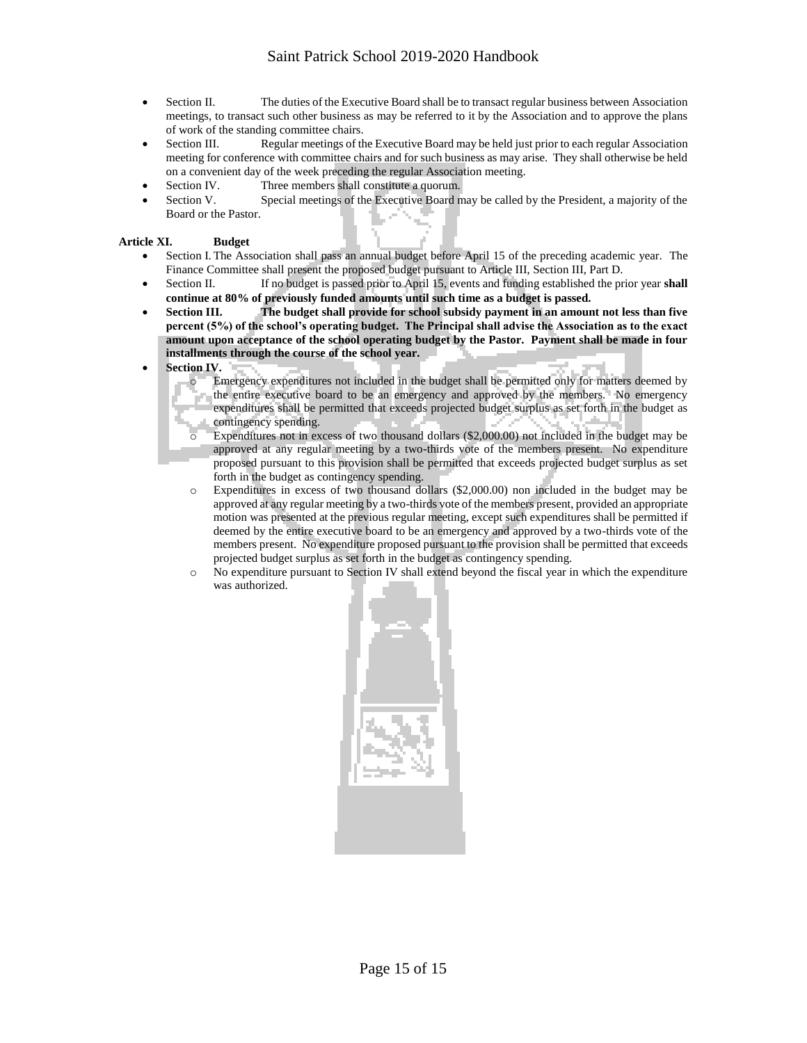- Section II. The duties of the Executive Board shall be to transact regular business between Association meetings, to transact such other business as may be referred to it by the Association and to approve the plans of work of the standing committee chairs.
- Section III. Regular meetings of the Executive Board may be held just prior to each regular Association meeting for conference with committee chairs and for such business as may arise. They shall otherwise be held on a convenient day of the week preceding the regular Association meeting.
- Section IV. Three members shall constitute a quorum.
- Section V. Special meetings of the Executive Board may be called by the President, a majority of the Board or the Pastor.

**Article XI. Budget**

- Section I. The Association shall pass an annual budget before April 15 of the preceding academic year. The Finance Committee shall present the proposed budget pursuant to Article III, Section III, Part D.
- Section II. If no budget is passed prior to April 15, events and funding established the prior year **shall continue at 80% of previously funded amounts until such time as a budget is passed.**
- **Section III. The budget shall provide for school subsidy payment in an amount not less than five percent (5%) of the school's operating budget. The Principal shall advise the Association as to the exact amount upon acceptance of the school operating budget by the Pastor. Payment shall be made in four installments through the course of the school year.**
- **Section IV.**
  - Emergency expenditures not included in the budget shall be permitted only for matters deemed by the entire executive board to be an emergency and approved by the members. No emergency expenditures shall be permitted that exceeds projected budget surplus as set forth in the budget as contingency spending.
  - Expenditures not in excess of two thousand dollars ($2,000.00) not included in the budget may be approved at any regular meeting by a two-thirds vote of the members present. No expenditure proposed pursuant to this provision shall be permitted that exceeds projected budget surplus as set forth in the budget as contingency spending.
  - Expenditures in excess of two thousand dollars ($2,000.00) non included in the budget may be approved at any regular meeting by a two-thirds vote of the members present, provided an appropriate motion was presented at the previous regular meeting, except such expenditures shall be permitted if deemed by the entire executive board to be an emergency and approved by a two-thirds vote of the members present. No expenditure proposed pursuant to the provision shall be permitted that exceeds projected budget surplus as set forth in the budget as contingency spending.
  - No expenditure pursuant to Section IV shall extend beyond the fiscal year in which the expenditure was authorized.